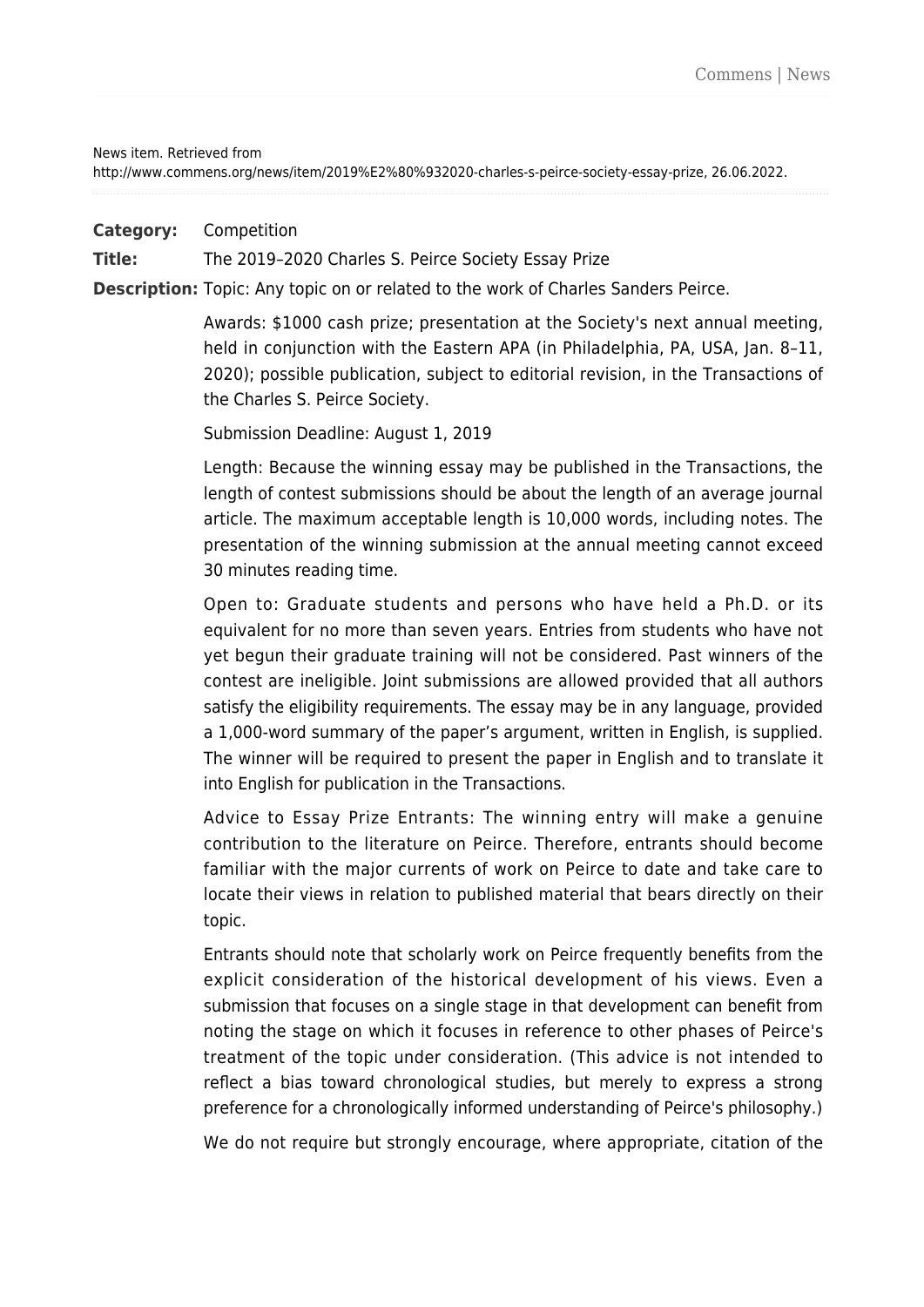News item. Retrieved from http://www.commens.org/news/item/2019%E2%80%932020-charles-s-peirce-society-essay-prize, 26.06.2022.

**Category:** Competition

**Title:** The 2019–2020 Charles S. Peirce Society Essay Prize

**Description:** Topic: Any topic on or related to the work of Charles Sanders Peirce.

Awards: $1000 cash prize; presentation at the Society's next annual meeting, held in conjunction with the Eastern APA (in Philadelphia, PA, USA, Jan. 8–11, 2020); possible publication, subject to editorial revision, in the Transactions of the Charles S. Peirce Society.

Submission Deadline: August 1, 2019

Length: Because the winning essay may be published in the Transactions, the length of contest submissions should be about the length of an average journal article. The maximum acceptable length is 10,000 words, including notes. The presentation of the winning submission at the annual meeting cannot exceed 30 minutes reading time.

Open to: Graduate students and persons who have held a Ph.D. or its equivalent for no more than seven years. Entries from students who have not yet begun their graduate training will not be considered. Past winners of the contest are ineligible. Joint submissions are allowed provided that all authors satisfy the eligibility requirements. The essay may be in any language, provided a 1,000-word summary of the paper's argument, written in English, is supplied. The winner will be required to present the paper in English and to translate it into English for publication in the Transactions.

Advice to Essay Prize Entrants: The winning entry will make a genuine contribution to the literature on Peirce. Therefore, entrants should become familiar with the major currents of work on Peirce to date and take care to locate their views in relation to published material that bears directly on their topic.

Entrants should note that scholarly work on Peirce frequently benefits from the explicit consideration of the historical development of his views. Even a submission that focuses on a single stage in that development can benefit from noting the stage on which it focuses in reference to other phases of Peirce's treatment of the topic under consideration. (This advice is not intended to reflect a bias toward chronological studies, but merely to express a strong preference for a chronologically informed understanding of Peirce's philosophy.)

We do not require but strongly encourage, where appropriate, citation of the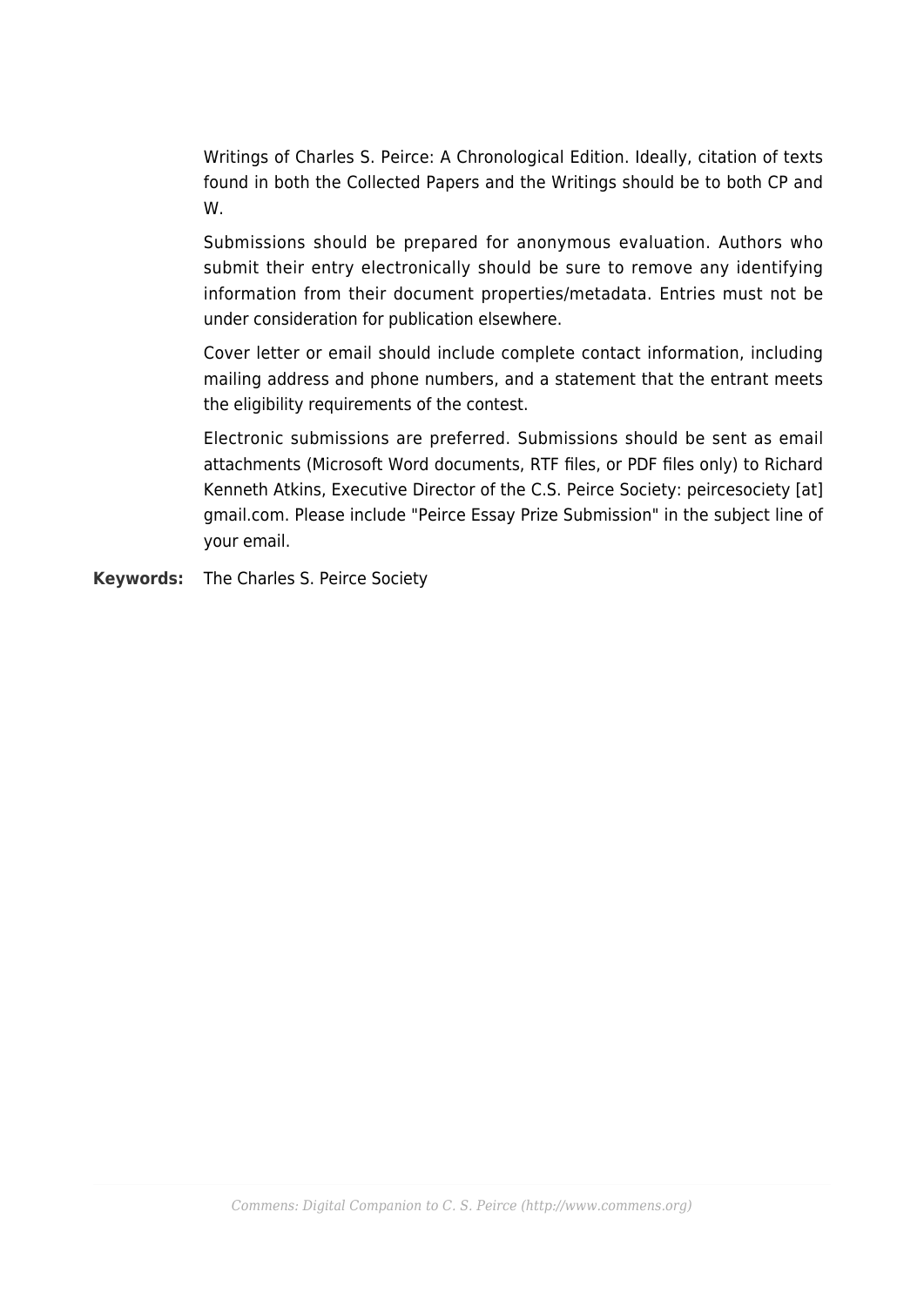Writings of Charles S. Peirce: A Chronological Edition. Ideally, citation of texts found in both the Collected Papers and the Writings should be to both CP and W.

Submissions should be prepared for anonymous evaluation. Authors who submit their entry electronically should be sure to remove any identifying information from their document properties/metadata. Entries must not be under consideration for publication elsewhere.

Cover letter or email should include complete contact information, including mailing address and phone numbers, and a statement that the entrant meets the eligibility requirements of the contest.

Electronic submissions are preferred. Submissions should be sent as email attachments (Microsoft Word documents, RTF files, or PDF files only) to Richard Kenneth Atkins, Executive Director of the C.S. Peirce Society: peircesociety [at] gmail.com. Please include "Peirce Essay Prize Submission" in the subject line of your email.

**Keywords:** The Charles S. Peirce Society